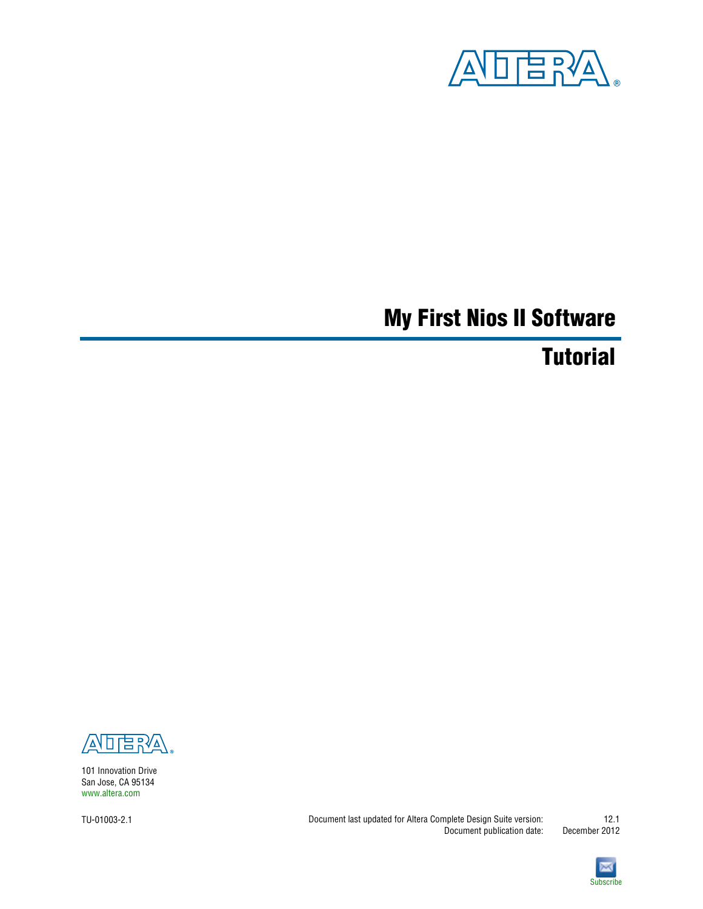# My First Nios II Software

## Tutorial

101 Innovation Drive
San Jose, CA 95134
www.altera.com

TU-01003-2.1

Document last updated for Altera Complete Design Suite version: 12.1
Document publication date: December 2012

Subscribe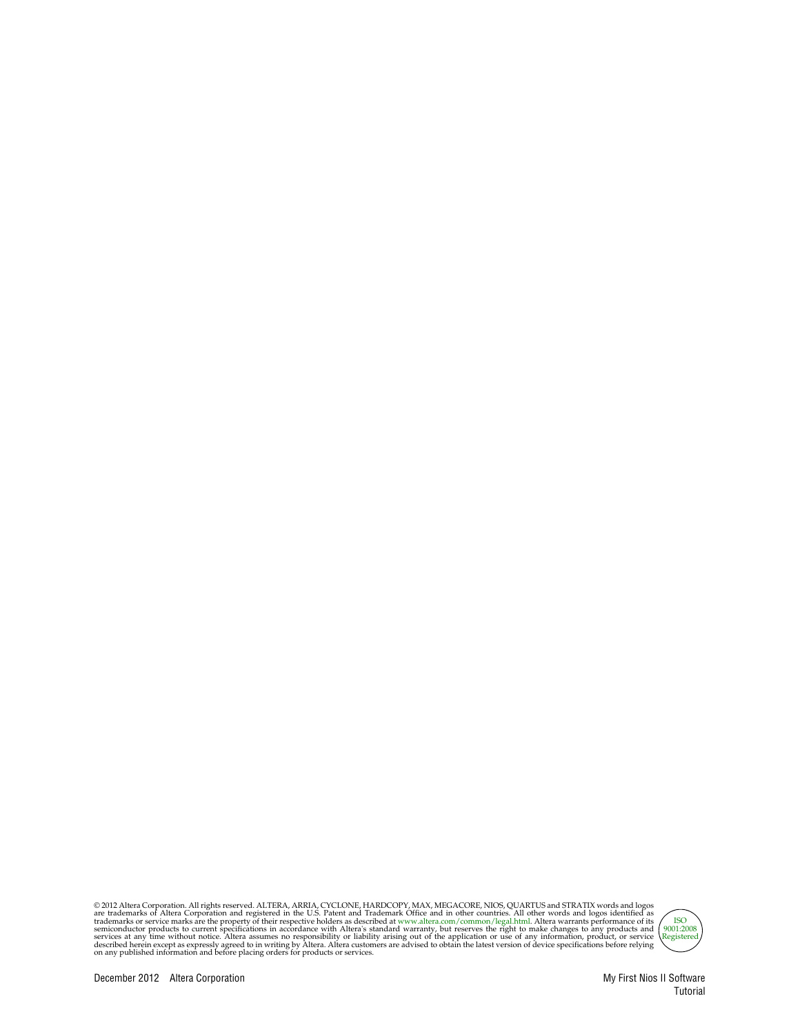© 2012 Altera Corporation. All rights reserved. ALTERA, ARRIA, CYCLONE, HARDCOPY, MAX, MEGACORE, NIOS, QUARTUS and STRATIX words and logos are trademarks of Altera Corporation and registered in the U.S. Patent and Trademark Office and in other countries. All other words and logos identified as trademarks or service marks are the property of their respective holders as described at www.altera.com/common/legal.html. Altera warrants performance of its semiconductor products to current specifications in accordance with Altera's standard warranty, but reserves the right to make changes to any products and services at any time without notice. Altera assumes no responsibility or liability arising out of the application or use of any information, product, or service described herein except as expressly agreed to in writing by Altera. Altera customers are advised to obtain the latest version of device specifications before relying on any published information and before placing orders for products or services.

ISO 9001:2008 Registered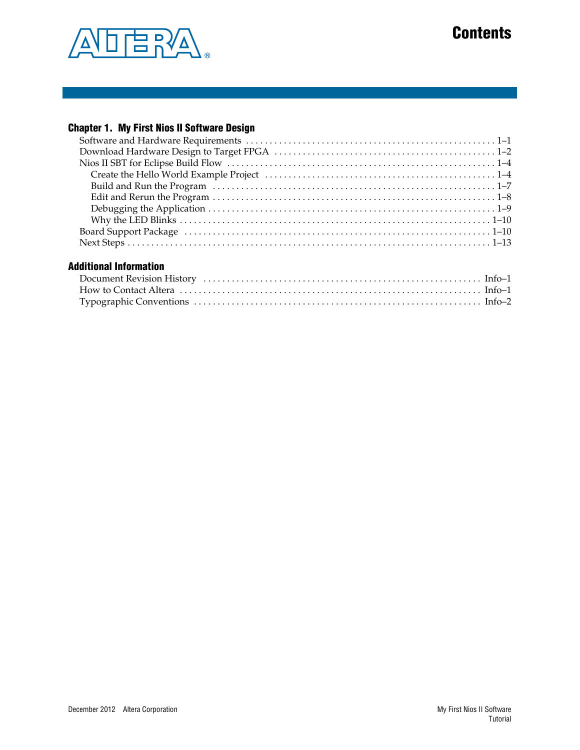# Contents

## Chapter 1. My First Nios II Software Design

Software and Hardware Requirements . . . . . . . . . . . . . . . . . . . . . . . . . . . . . . . . . . . . . . . . . . . . . . . . . . . . . 1–1
Download Hardware Design to Target FPGA . . . . . . . . . . . . . . . . . . . . . . . . . . . . . . . . . . . . . . . . . . . . . . . . 1–2
Nios II SBT for Eclipse Build Flow . . . . . . . . . . . . . . . . . . . . . . . . . . . . . . . . . . . . . . . . . . . . . . . . . . . . . . . . . 1–4
  Create the Hello World Example Project . . . . . . . . . . . . . . . . . . . . . . . . . . . . . . . . . . . . . . . . . . . . . . . . . 1–4
  Build and Run the Program . . . . . . . . . . . . . . . . . . . . . . . . . . . . . . . . . . . . . . . . . . . . . . . . . . . . . . . . . . . . 1–7
  Edit and Rerun the Program . . . . . . . . . . . . . . . . . . . . . . . . . . . . . . . . . . . . . . . . . . . . . . . . . . . . . . . . . . . 1–8
  Debugging the Application . . . . . . . . . . . . . . . . . . . . . . . . . . . . . . . . . . . . . . . . . . . . . . . . . . . . . . . . . . . . 1–9
  Why the LED Blinks . . . . . . . . . . . . . . . . . . . . . . . . . . . . . . . . . . . . . . . . . . . . . . . . . . . . . . . . . . . . . . . . . 1–10
Board Support Package . . . . . . . . . . . . . . . . . . . . . . . . . . . . . . . . . . . . . . . . . . . . . . . . . . . . . . . . . . . . . . . . . 1–10
Next Steps . . . . . . . . . . . . . . . . . . . . . . . . . . . . . . . . . . . . . . . . . . . . . . . . . . . . . . . . . . . . . . . . . . . . . . . . . . . 1–13

## Additional Information

Document Revision History . . . . . . . . . . . . . . . . . . . . . . . . . . . . . . . . . . . . . . . . . . . . . . . . . . . . . . . . . . . Info–1
How to Contact Altera . . . . . . . . . . . . . . . . . . . . . . . . . . . . . . . . . . . . . . . . . . . . . . . . . . . . . . . . . . . . . . . . Info–1
Typographic Conventions . . . . . . . . . . . . . . . . . . . . . . . . . . . . . . . . . . . . . . . . . . . . . . . . . . . . . . . . . . . . . Info–2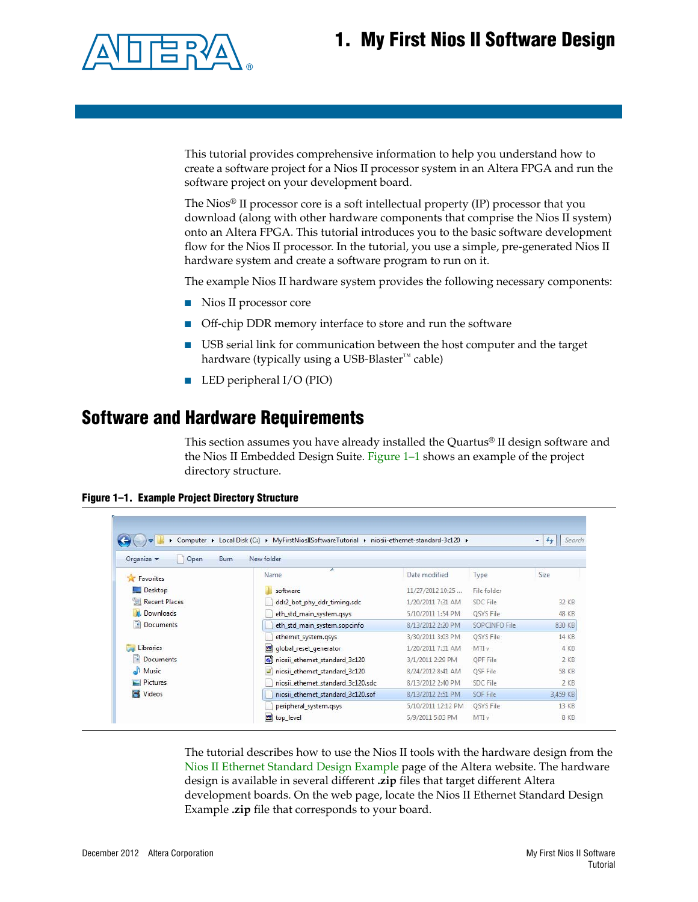# 1. My First Nios II Software Design

This tutorial provides comprehensive information to help you understand how to create a software project for a Nios II processor system in an Altera FPGA and run the software project on your development board.

The Nios® II processor core is a soft intellectual property (IP) processor that you download (along with other hardware components that comprise the Nios II system) onto an Altera FPGA. This tutorial introduces you to the basic software development flow for the Nios II processor. In the tutorial, you use a simple, pre-generated Nios II hardware system and create a software program to run on it.

The example Nios II hardware system provides the following necessary components:

- Nios II processor core
- Off-chip DDR memory interface to store and run the software
- USB serial link for communication between the host computer and the target hardware (typically using a USB-Blaster™ cable)
- LED peripheral I/O (PIO)

## Software and Hardware Requirements

This section assumes you have already installed the Quartus® II design software and the Nios II Embedded Design Suite. Figure 1–1 shows an example of the project directory structure.

**Figure 1–1. Example Project Directory Structure**

| Name | Date modified | Type | Size |
| --- | --- | --- | --- |
| software | 11/27/2012 10:25 ... | File folder | |
| ddr2_bot_phy_ddr_timing.sdc | 1/20/2011 7:31 AM | SDC File | 32 KB |
| eth_std_main_system.qsys | 5/10/2011 1:54 PM | QSYS File | 48 KB |
| eth_std_main_system.sopcinfo | 8/13/2012 2:20 PM | SOPCINFO File | 830 KB |
| ethernet_system.qsys | 3/30/2011 3:03 PM | QSYS File | 14 KB |
| global_reset_generator | 1/20/2011 7:31 AM | MTI v | 4 KB |
| niosii_ethernet_standard_3c120 | 3/1/2011 2:29 PM | QPF File | 2 KB |
| niosii_ethernet_standard_3c120 | 8/24/2012 8:41 AM | QSF File | 58 KB |
| niosii_ethernet_standard_3c120.sdc | 8/13/2012 2:40 PM | SDC File | 2 KB |
| niosii_ethernet_standard_3c120.sof | 8/13/2012 2:51 PM | SOF File | 3,459 KB |
| peripheral_system.qsys | 5/10/2011 12:12 PM | QSYS File | 13 KB |
| top_level | 5/9/2011 5:03 PM | MTI v | 8 KB |

The tutorial describes how to use the Nios II tools with the hardware design from the Nios II Ethernet Standard Design Example page of the Altera website. The hardware design is available in several different **.zip** files that target different Altera development boards. On the web page, locate the Nios II Ethernet Standard Design Example **.zip** file that corresponds to your board.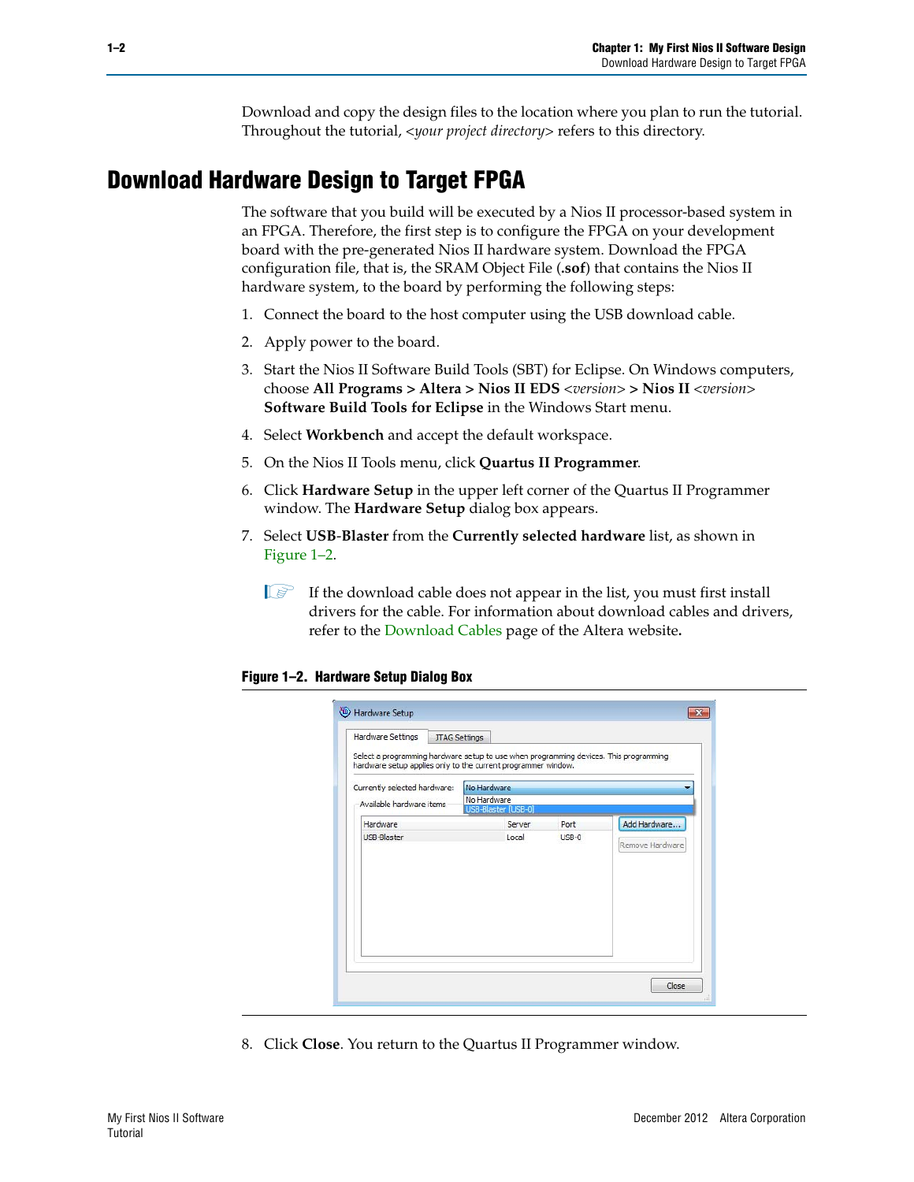Download and copy the design files to the location where you plan to run the tutorial. Throughout the tutorial, <*your project directory*> refers to this directory.

## Download Hardware Design to Target FPGA

The software that you build will be executed by a Nios II processor-based system in an FPGA. Therefore, the first step is to configure the FPGA on your development board with the pre-generated Nios II hardware system. Download the FPGA configuration file, that is, the SRAM Object File (**.sof**) that contains the Nios II hardware system, to the board by performing the following steps:

1. Connect the board to the host computer using the USB download cable.
2. Apply power to the board.
3. Start the Nios II Software Build Tools (SBT) for Eclipse. On Windows computers, choose **All Programs > Altera > Nios II EDS** <*version*> **> Nios II** <*version*> **Software Build Tools for Eclipse** in the Windows Start menu.
4. Select **Workbench** and accept the default workspace.
5. On the Nios II Tools menu, click **Quartus II Programmer**.
6. Click **Hardware Setup** in the upper left corner of the Quartus II Programmer window. The **Hardware Setup** dialog box appears.
7. Select **USB-Blaster** from the **Currently selected hardware** list, as shown in Figure 1–2.

   If the download cable does not appear in the list, you must first install drivers for the cable. For information about download cables and drivers, refer to the Download Cables page of the Altera website.

**Figure 1–2. Hardware Setup Dialog Box**

8. Click **Close**. You return to the Quartus II Programmer window.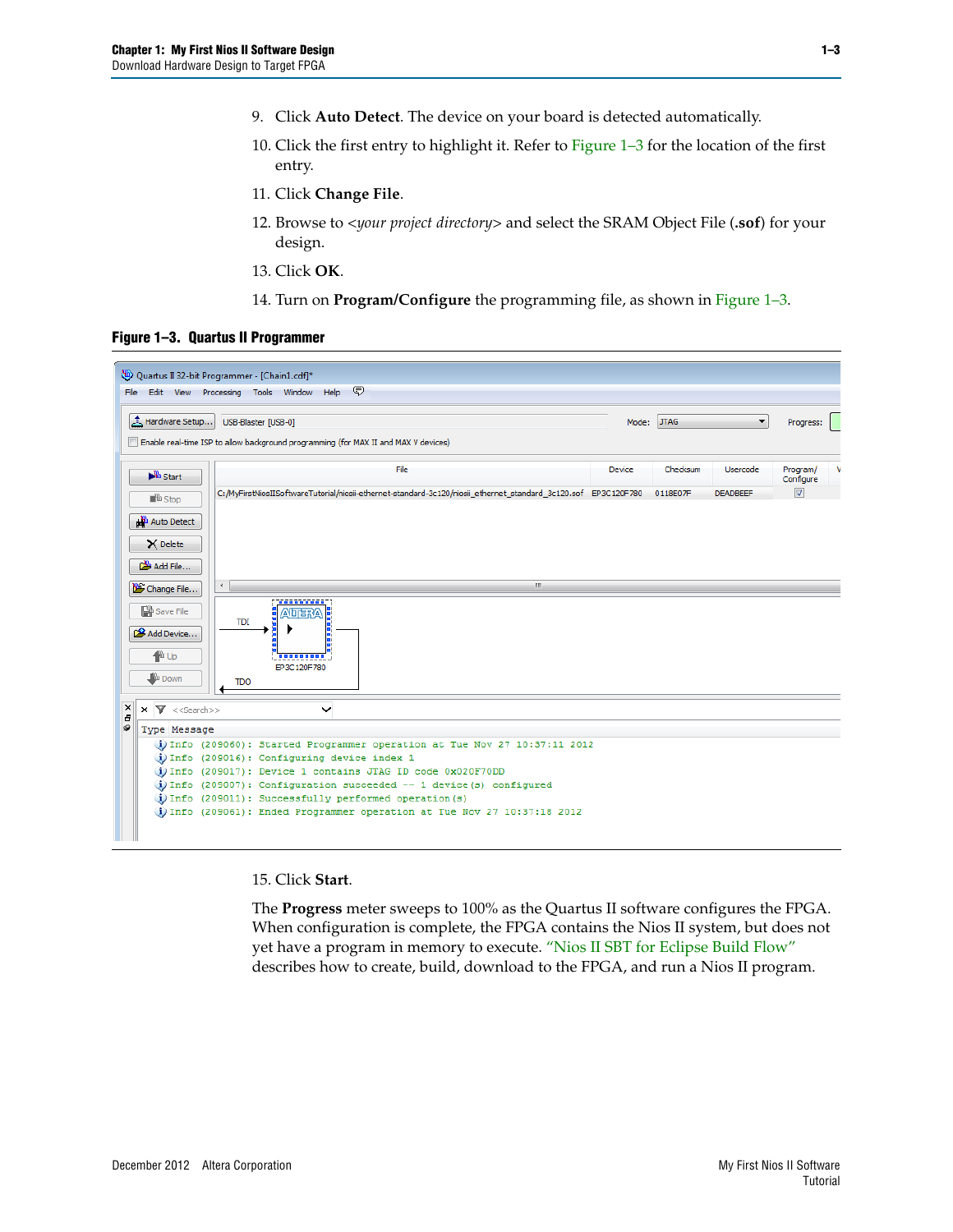9. Click **Auto Detect**. The device on your board is detected automatically.
10. Click the first entry to highlight it. Refer to Figure 1–3 for the location of the first entry.
11. Click **Change File**.
12. Browse to <*your project directory*> and select the SRAM Object File (**.sof**) for your design.
13. Click **OK**.
14. Turn on **Program/Configure** the programming file, as shown in Figure 1–3.

**Figure 1–3. Quartus II Programmer**

15. Click **Start**.

The **Progress** meter sweeps to 100% as the Quartus II software configures the FPGA. When configuration is complete, the FPGA contains the Nios II system, but does not yet have a program in memory to execute. "Nios II SBT for Eclipse Build Flow" describes how to create, build, download to the FPGA, and run a Nios II program.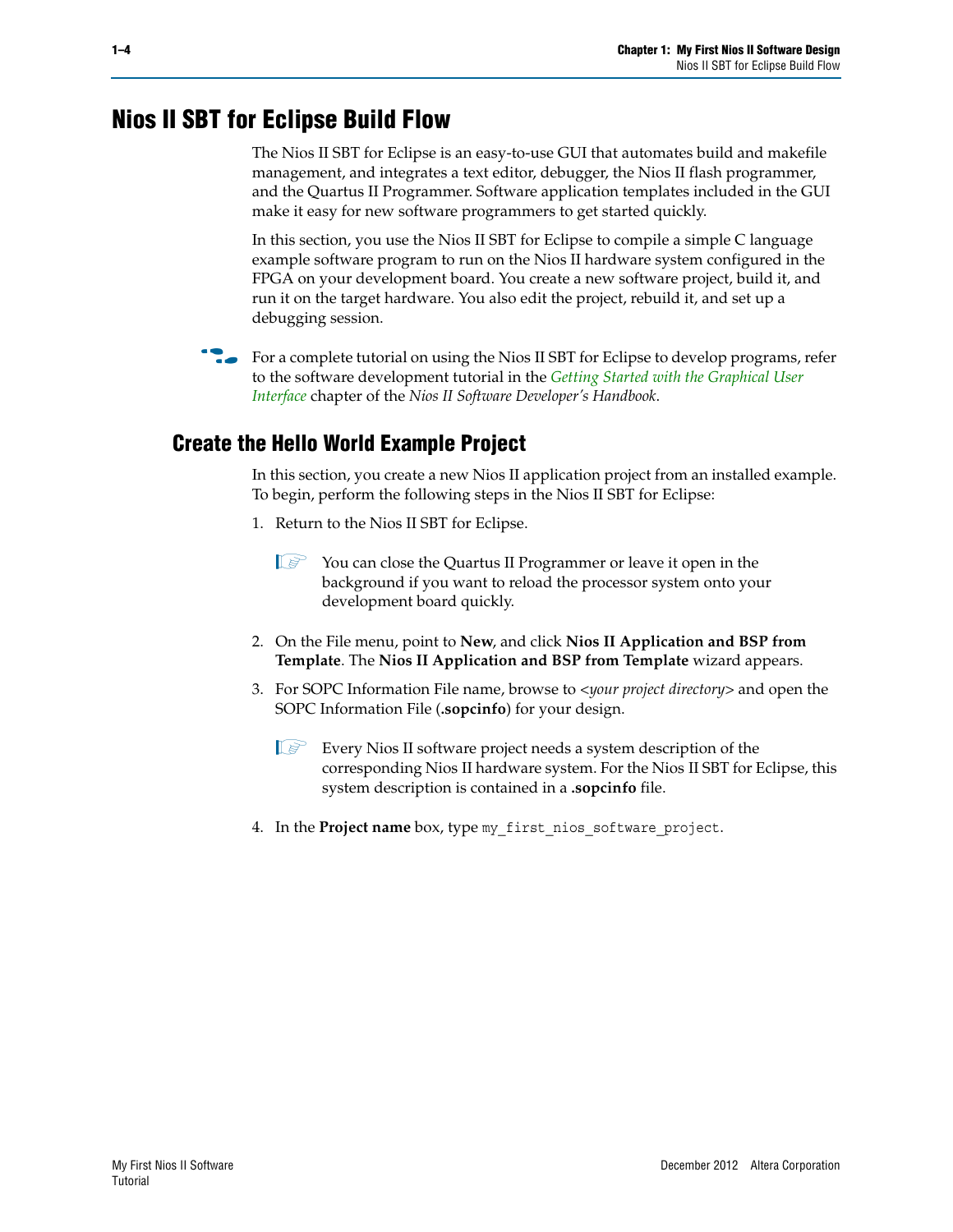# Nios II SBT for Eclipse Build Flow

The Nios II SBT for Eclipse is an easy-to-use GUI that automates build and makefile management, and integrates a text editor, debugger, the Nios II flash programmer, and the Quartus II Programmer. Software application templates included in the GUI make it easy for new software programmers to get started quickly.

In this section, you use the Nios II SBT for Eclipse to compile a simple C language example software program to run on the Nios II hardware system configured in the FPGA on your development board. You create a new software project, build it, and run it on the target hardware. You also edit the project, rebuild it, and set up a debugging session.

For a complete tutorial on using the Nios II SBT for Eclipse to develop programs, refer to the software development tutorial in the *Getting Started with the Graphical User Interface* chapter of the *Nios II Software Developer's Handbook*.

## Create the Hello World Example Project

In this section, you create a new Nios II application project from an installed example. To begin, perform the following steps in the Nios II SBT for Eclipse:

1. Return to the Nios II SBT for Eclipse.

   You can close the Quartus II Programmer or leave it open in the background if you want to reload the processor system onto your development board quickly.

2. On the File menu, point to **New**, and click **Nios II Application and BSP from Template**. The **Nios II Application and BSP from Template** wizard appears.
3. For SOPC Information File name, browse to <*your project directory*> and open the SOPC Information File (**.sopcinfo**) for your design.

   Every Nios II software project needs a system description of the corresponding Nios II hardware system. For the Nios II SBT for Eclipse, this system description is contained in a **.sopcinfo** file.

4. In the **Project name** box, type `my_first_nios_software_project`.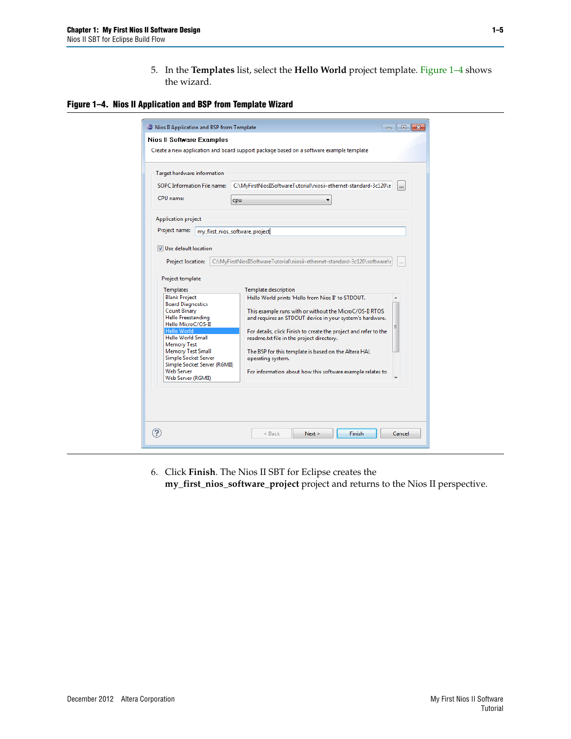5. In the **Templates** list, select the **Hello World** project template. Figure 1–4 shows the wizard.

**Figure 1–4. Nios II Application and BSP from Template Wizard**

6. Click **Finish**. The Nios II SBT for Eclipse creates the **my_first_nios_software_project** project and returns to the Nios II perspective.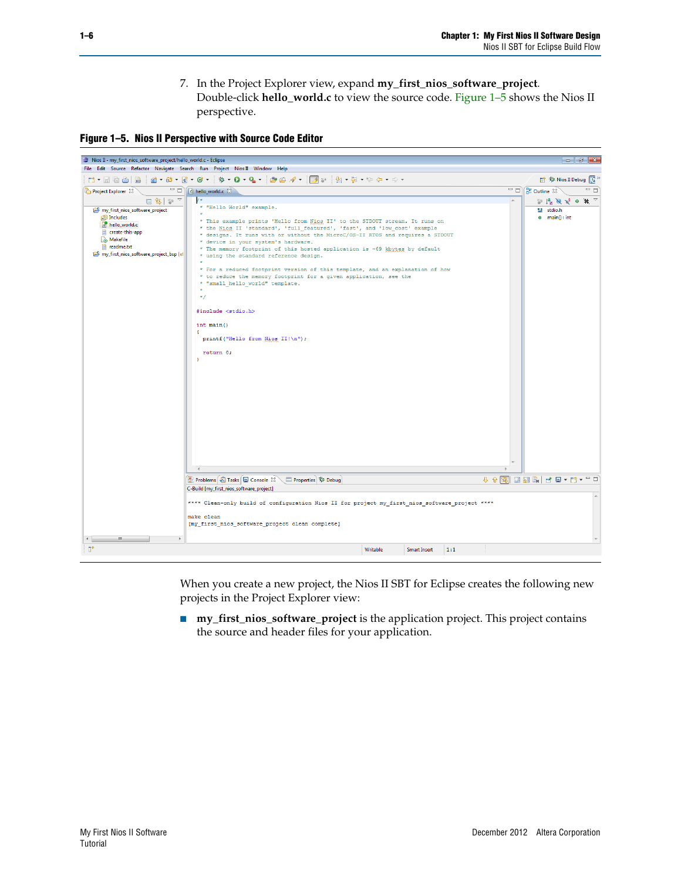7. In the Project Explorer view, expand **my_first_nios_software_project**. Double-click **hello_world.c** to view the source code. Figure 1–5 shows the Nios II perspective.

**Figure 1–5. Nios II Perspective with Source Code Editor**

When you create a new project, the Nios II SBT for Eclipse creates the following new projects in the Project Explorer view:

- **my_first_nios_software_project** is the application project. This project contains the source and header files for your application.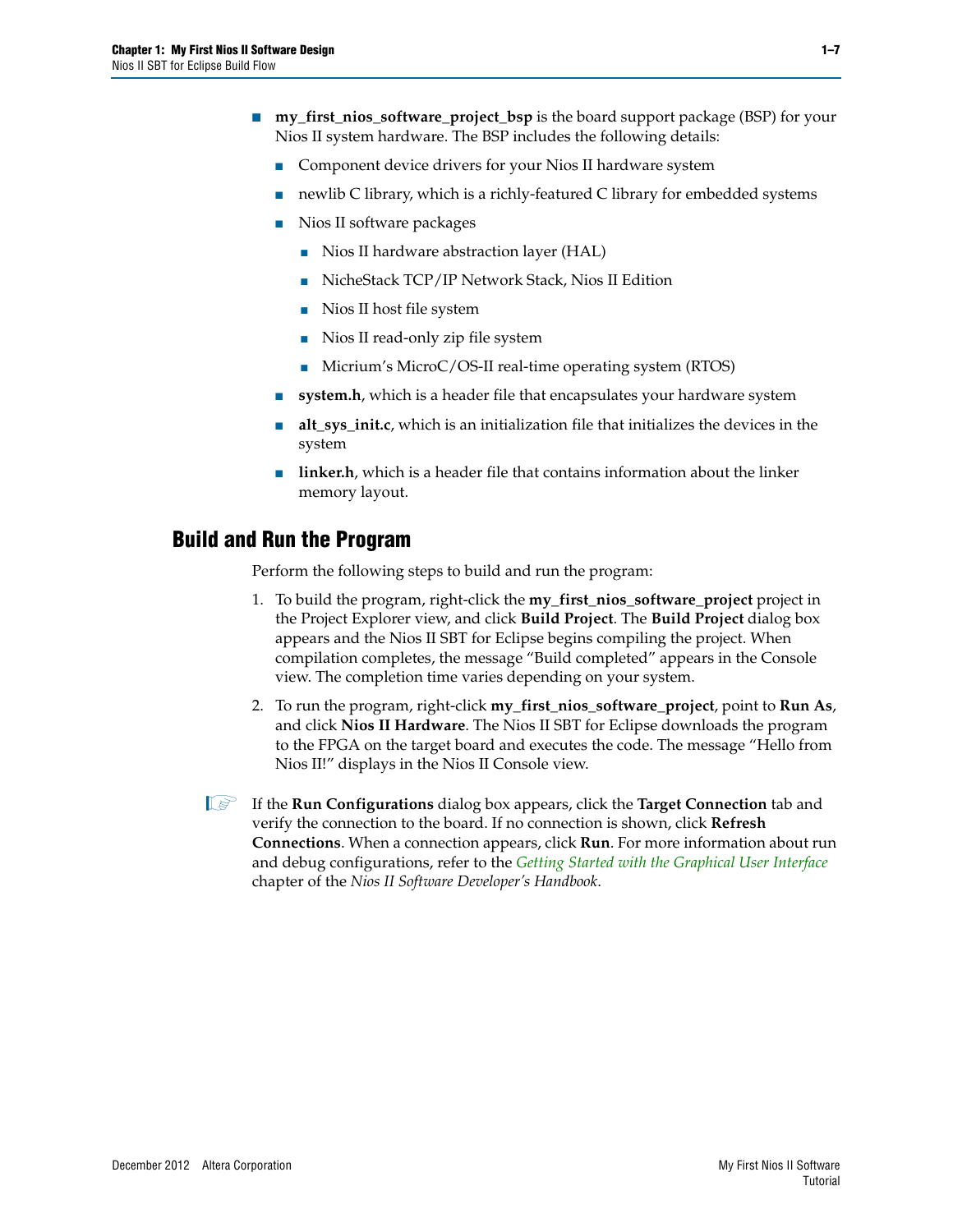- **my_first_nios_software_project_bsp** is the board support package (BSP) for your Nios II system hardware. The BSP includes the following details:
  - Component device drivers for your Nios II hardware system
  - newlib C library, which is a richly-featured C library for embedded systems
  - Nios II software packages
    - Nios II hardware abstraction layer (HAL)
    - NicheStack TCP/IP Network Stack, Nios II Edition
    - Nios II host file system
    - Nios II read-only zip file system
    - Micrium's MicroC/OS-II real-time operating system (RTOS)
  - **system.h**, which is a header file that encapsulates your hardware system
  - **alt_sys_init.c**, which is an initialization file that initializes the devices in the system
  - **linker.h**, which is a header file that contains information about the linker memory layout.

## Build and Run the Program

Perform the following steps to build and run the program:

1. To build the program, right-click the **my_first_nios_software_project** project in the Project Explorer view, and click **Build Project**. The **Build Project** dialog box appears and the Nios II SBT for Eclipse begins compiling the project. When compilation completes, the message "Build completed" appears in the Console view. The completion time varies depending on your system.
2. To run the program, right-click **my_first_nios_software_project**, point to **Run As**, and click **Nios II Hardware**. The Nios II SBT for Eclipse downloads the program to the FPGA on the target board and executes the code. The message "Hello from Nios II!" displays in the Nios II Console view.

If the **Run Configurations** dialog box appears, click the **Target Connection** tab and verify the connection to the board. If no connection is shown, click **Refresh Connections**. When a connection appears, click **Run**. For more information about run and debug configurations, refer to the *Getting Started with the Graphical User Interface* chapter of the *Nios II Software Developer's Handbook*.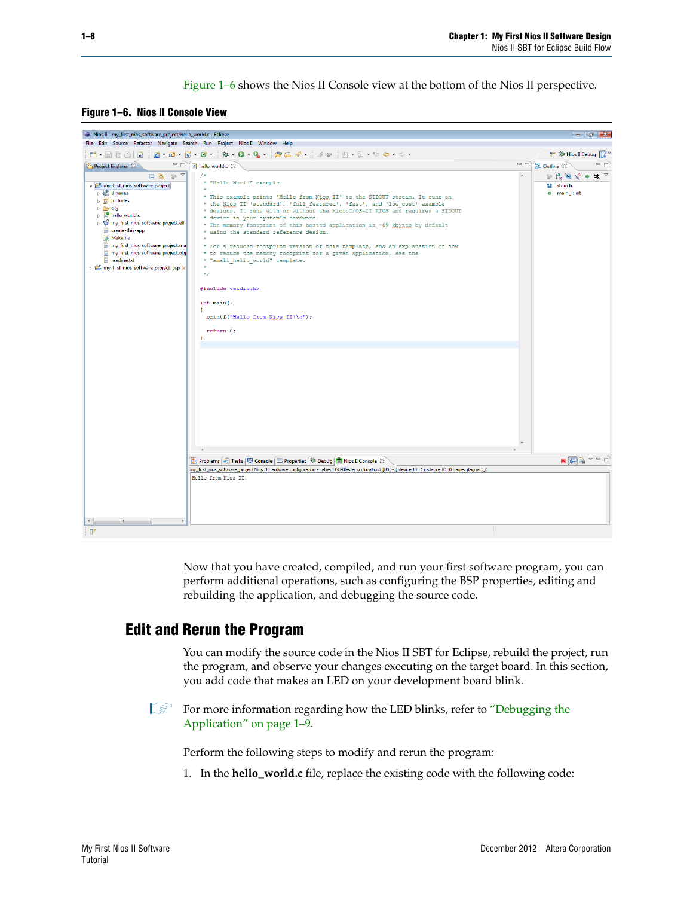Figure 1–6 shows the Nios II Console view at the bottom of the Nios II perspective.

**Figure 1–6. Nios II Console View**

Now that you have created, compiled, and run your first software program, you can perform additional operations, such as configuring the BSP properties, editing and rebuilding the application, and debugging the source code.

## Edit and Rerun the Program

You can modify the source code in the Nios II SBT for Eclipse, rebuild the project, run the program, and observe your changes executing on the target board. In this section, you add code that makes an LED on your development board blink.

For more information regarding how the LED blinks, refer to "Debugging the Application" on page 1–9.

Perform the following steps to modify and rerun the program:

1. In the **hello_world.c** file, replace the existing code with the following code: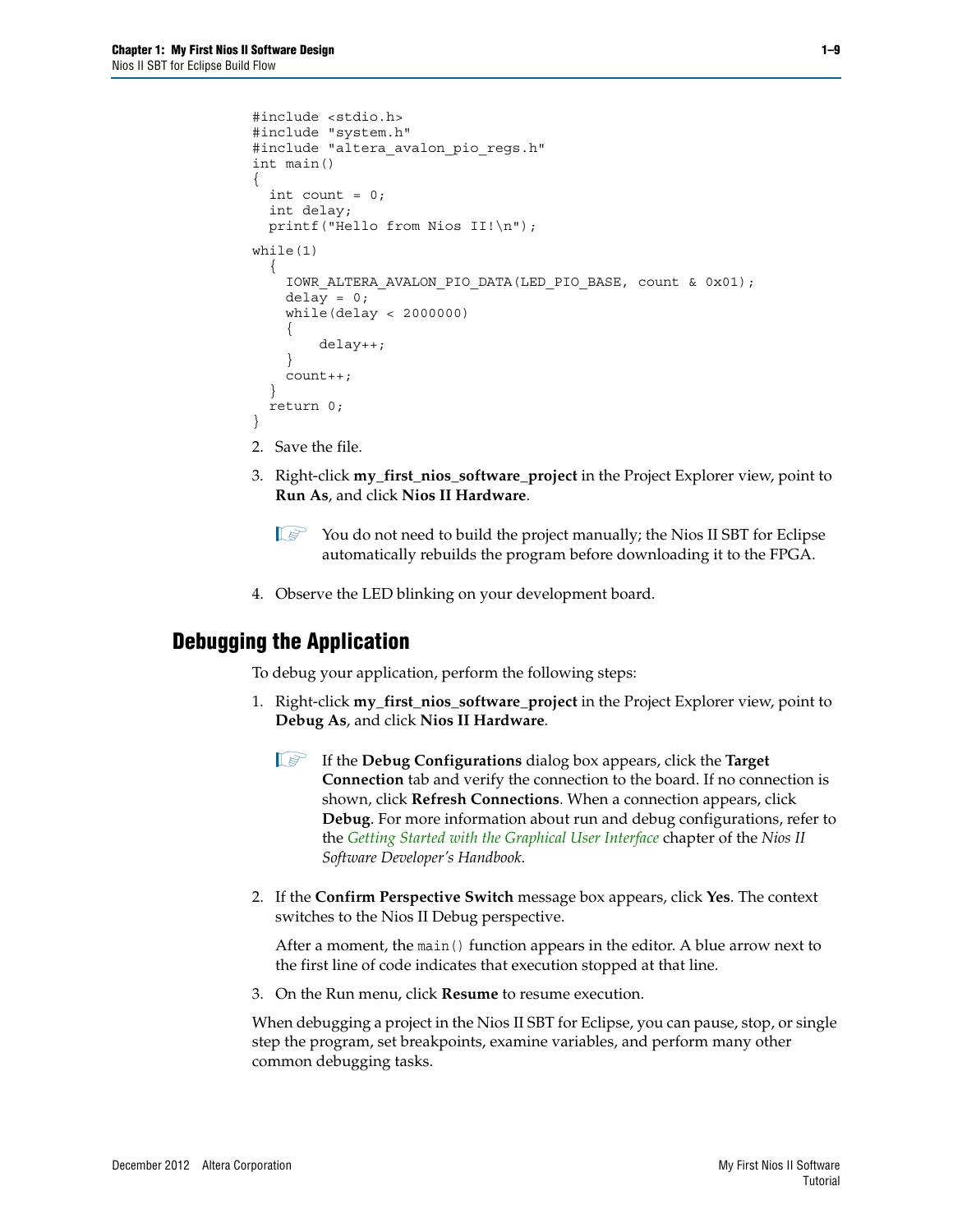```
#include <stdio.h>
#include "system.h"
#include "altera_avalon_pio_regs.h"
int main()
{
  int count = 0;
  int delay;
  printf("Hello from Nios II!\n");

while(1)
  {
    IOWR_ALTERA_AVALON_PIO_DATA(LED_PIO_BASE, count & 0x01);
    delay = 0;
    while(delay < 2000000)
    {
        delay++;
    }
    count++;
  }
  return 0;
}
```

2. Save the file.
3. Right-click **my_first_nios_software_project** in the Project Explorer view, point to **Run As**, and click **Nios II Hardware**.

   You do not need to build the project manually; the Nios II SBT for Eclipse automatically rebuilds the program before downloading it to the FPGA.

4. Observe the LED blinking on your development board.

## Debugging the Application

To debug your application, perform the following steps:

1. Right-click **my_first_nios_software_project** in the Project Explorer view, point to **Debug As**, and click **Nios II Hardware**.

   If the **Debug Configurations** dialog box appears, click the **Target Connection** tab and verify the connection to the board. If no connection is shown, click **Refresh Connections**. When a connection appears, click **Debug**. For more information about run and debug configurations, refer to the *Getting Started with the Graphical User Interface* chapter of the *Nios II Software Developer's Handbook*.

2. If the **Confirm Perspective Switch** message box appears, click **Yes**. The context switches to the Nios II Debug perspective.

   After a moment, the `main()` function appears in the editor. A blue arrow next to the first line of code indicates that execution stopped at that line.

3. On the Run menu, click **Resume** to resume execution.

When debugging a project in the Nios II SBT for Eclipse, you can pause, stop, or single step the program, set breakpoints, examine variables, and perform many other common debugging tasks.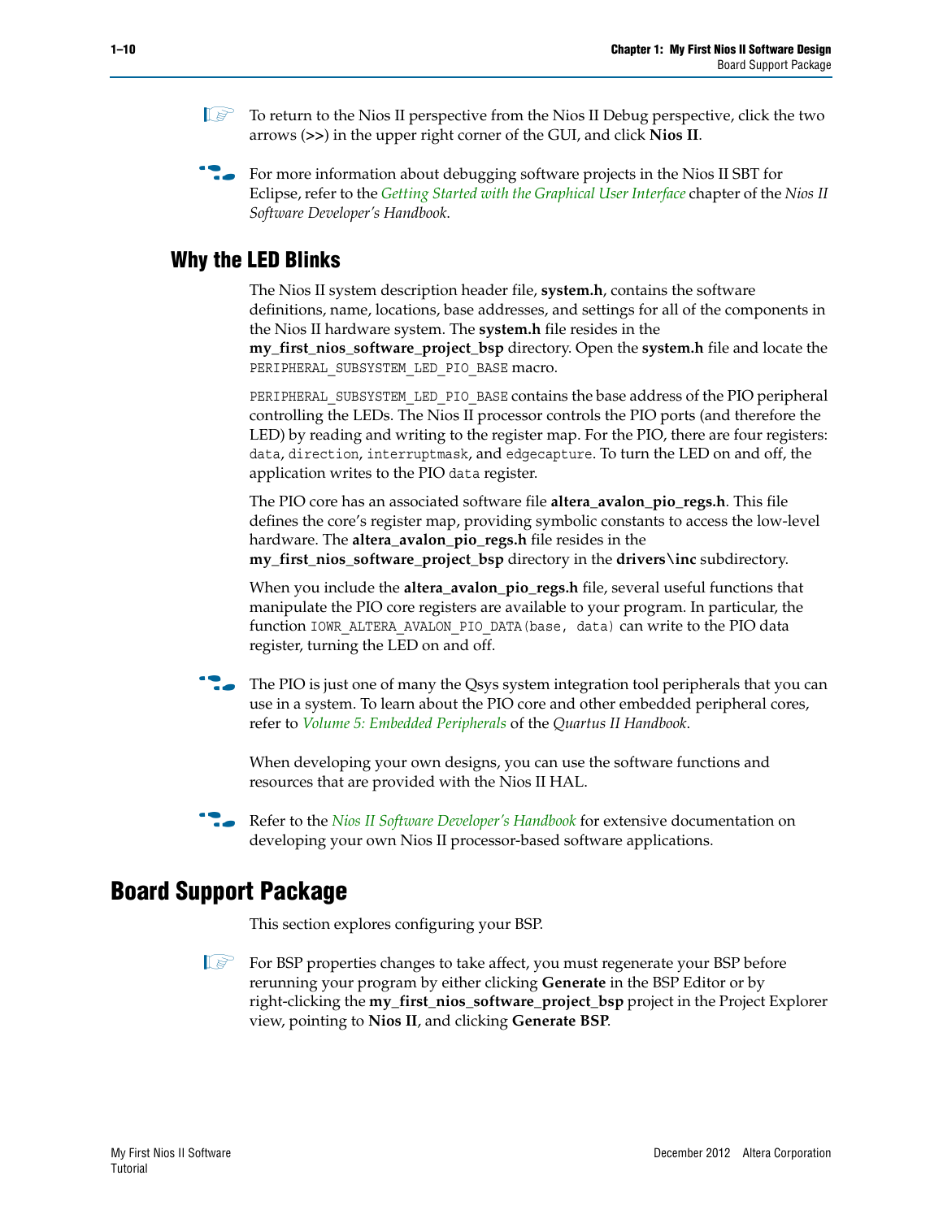To return to the Nios II perspective from the Nios II Debug perspective, click the two arrows (**>>**) in the upper right corner of the GUI, and click **Nios II**.

For more information about debugging software projects in the Nios II SBT for Eclipse, refer to the *Getting Started with the Graphical User Interface* chapter of the *Nios II Software Developer's Handbook*.

## Why the LED Blinks

The Nios II system description header file, **system.h**, contains the software definitions, name, locations, base addresses, and settings for all of the components in the Nios II hardware system. The **system.h** file resides in the **my_first_nios_software_project_bsp** directory. Open the **system.h** file and locate the `PERIPHERAL_SUBSYSTEM_LED_PIO_BASE` macro.

`PERIPHERAL_SUBSYSTEM_LED_PIO_BASE` contains the base address of the PIO peripheral controlling the LEDs. The Nios II processor controls the PIO ports (and therefore the LED) by reading and writing to the register map. For the PIO, there are four registers: `data`, `direction`, `interruptmask`, and `edgecapture`. To turn the LED on and off, the application writes to the PIO `data` register.

The PIO core has an associated software file **altera_avalon_pio_regs.h**. This file defines the core's register map, providing symbolic constants to access the low-level hardware. The **altera_avalon_pio_regs.h** file resides in the **my_first_nios_software_project_bsp** directory in the **drivers\inc** subdirectory.

When you include the **altera_avalon_pio_regs.h** file, several useful functions that manipulate the PIO core registers are available to your program. In particular, the function `IOWR_ALTERA_AVALON_PIO_DATA(base, data)` can write to the PIO data register, turning the LED on and off.

The PIO is just one of many the Qsys system integration tool peripherals that you can use in a system. To learn about the PIO core and other embedded peripheral cores, refer to *Volume 5: Embedded Peripherals* of the *Quartus II Handbook*.

When developing your own designs, you can use the software functions and resources that are provided with the Nios II HAL.

Refer to the *Nios II Software Developer's Handbook* for extensive documentation on developing your own Nios II processor-based software applications.

# Board Support Package

This section explores configuring your BSP.

For BSP properties changes to take affect, you must regenerate your BSP before rerunning your program by either clicking **Generate** in the BSP Editor or by right-clicking the **my_first_nios_software_project_bsp** project in the Project Explorer view, pointing to **Nios II**, and clicking **Generate BSP**.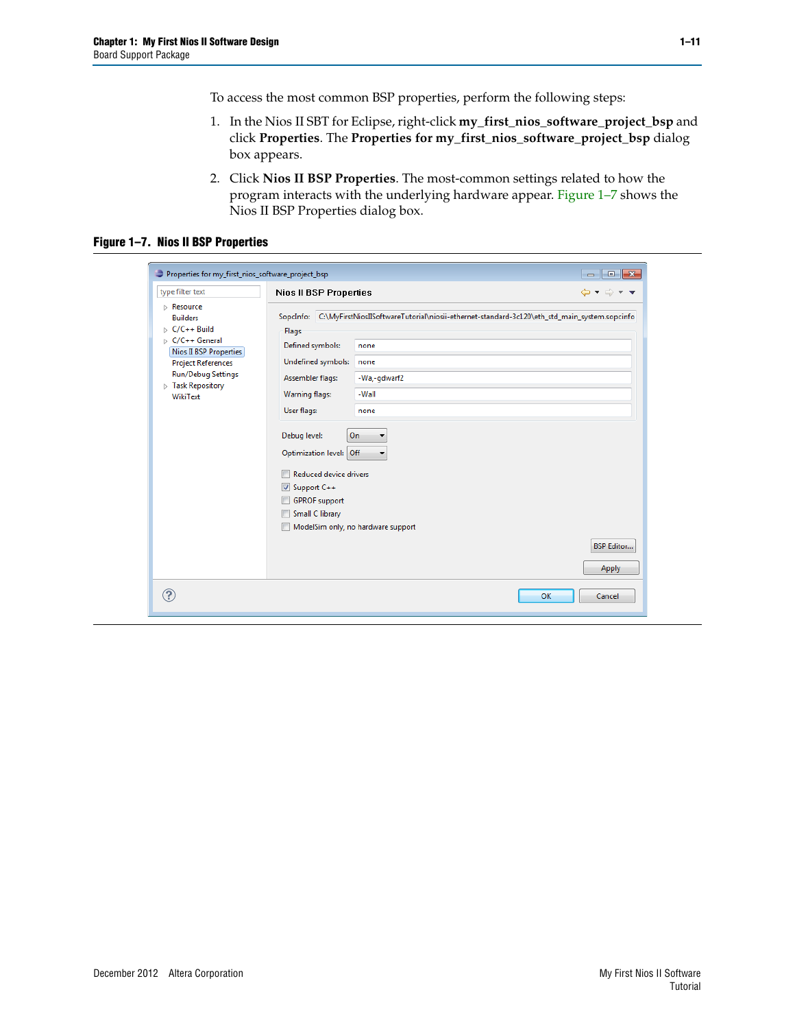To access the most common BSP properties, perform the following steps:

1. In the Nios II SBT for Eclipse, right-click **my_first_nios_software_project_bsp** and click **Properties**. The **Properties for my_first_nios_software_project_bsp** dialog box appears.
2. Click **Nios II BSP Properties**. The most-common settings related to how the program interacts with the underlying hardware appear. Figure 1–7 shows the Nios II BSP Properties dialog box.

**Figure 1–7. Nios II BSP Properties**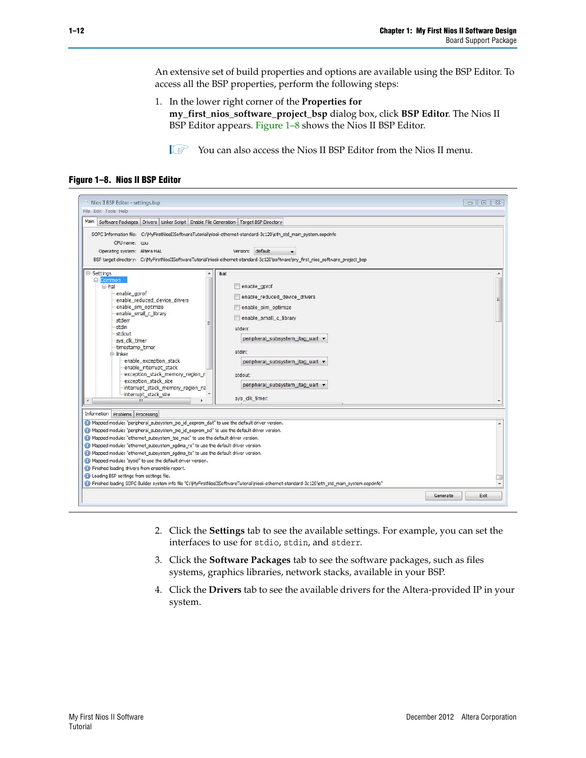An extensive set of build properties and options are available using the BSP Editor. To access all the BSP properties, perform the following steps:

1. In the lower right corner of the **Properties for my_first_nios_software_project_bsp** dialog box, click **BSP Editor**. The Nios II BSP Editor appears. Figure 1–8 shows the Nios II BSP Editor.

   You can also access the Nios II BSP Editor from the Nios II menu.

**Figure 1–8. Nios II BSP Editor**

2. Click the **Settings** tab to see the available settings. For example, you can set the interfaces to use for `stdio`, `stdin`, and `stderr`.
3. Click the **Software Packages** tab to see the software packages, such as files systems, graphics libraries, network stacks, available in your BSP.
4. Click the **Drivers** tab to see the available drivers for the Altera-provided IP in your system.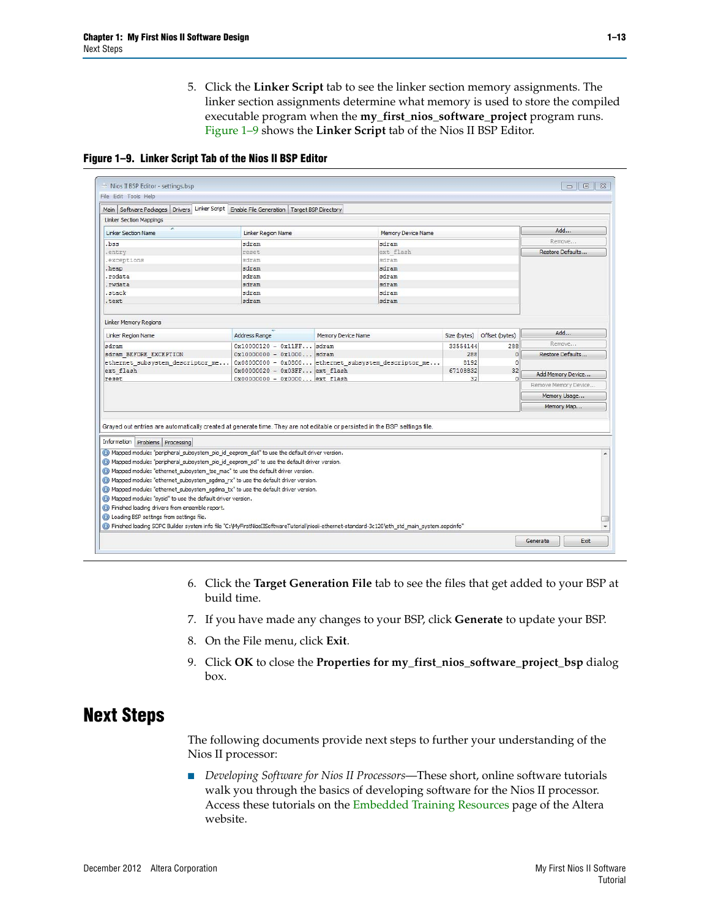5. Click the **Linker Script** tab to see the linker section memory assignments. The linker section assignments determine what memory is used to store the compiled executable program when the **my_first_nios_software_project** program runs. Figure 1–9 shows the **Linker Script** tab of the Nios II BSP Editor.

**Figure 1–9. Linker Script Tab of the Nios II BSP Editor**

6. Click the **Target Generation File** tab to see the files that get added to your BSP at build time.
7. If you have made any changes to your BSP, click **Generate** to update your BSP.
8. On the File menu, click **Exit**.
9. Click **OK** to close the **Properties for my_first_nios_software_project_bsp** dialog box.

# Next Steps

The following documents provide next steps to further your understanding of the Nios II processor:

- *Developing Software for Nios II Processors*—These short, online software tutorials walk you through the basics of developing software for the Nios II processor. Access these tutorials on the Embedded Training Resources page of the Altera website.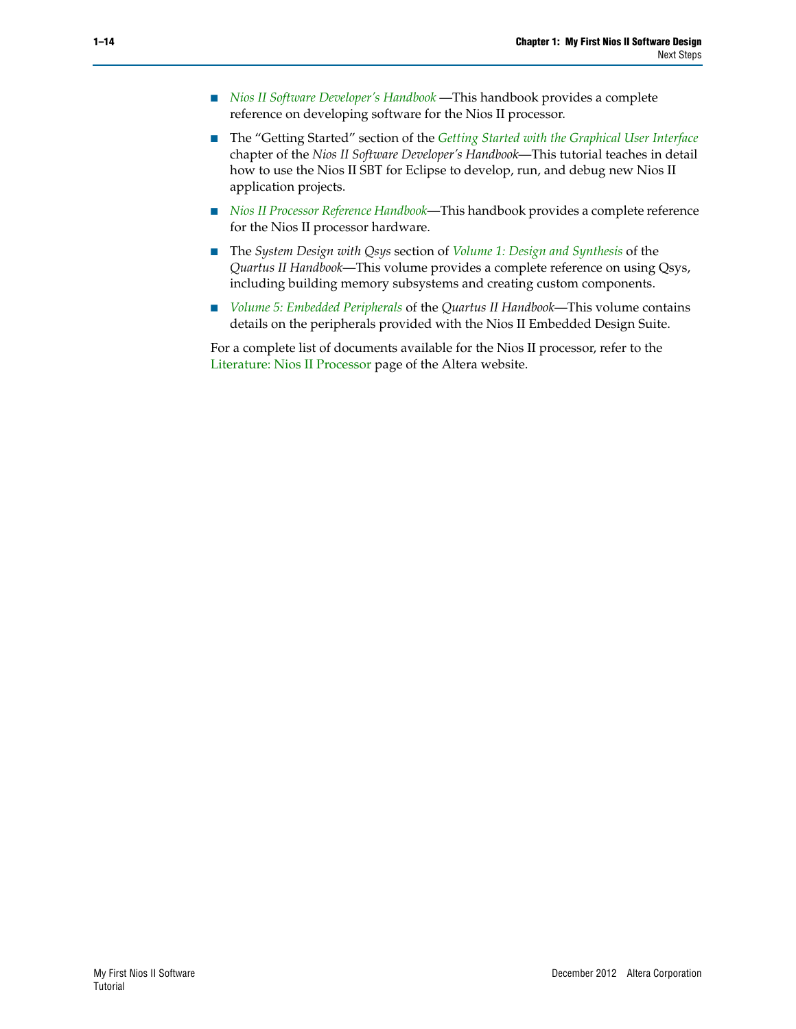- *Nios II Software Developer's Handbook* —This handbook provides a complete reference on developing software for the Nios II processor.
- The "Getting Started" section of the *Getting Started with the Graphical User Interface* chapter of the *Nios II Software Developer's Handbook*—This tutorial teaches in detail how to use the Nios II SBT for Eclipse to develop, run, and debug new Nios II application projects.
- *Nios II Processor Reference Handbook*—This handbook provides a complete reference for the Nios II processor hardware.
- The *System Design with Qsys* section of *Volume 1: Design and Synthesis* of the *Quartus II Handbook*—This volume provides a complete reference on using Qsys, including building memory subsystems and creating custom components.
- *Volume 5: Embedded Peripherals* of the *Quartus II Handbook*—This volume contains details on the peripherals provided with the Nios II Embedded Design Suite.

For a complete list of documents available for the Nios II processor, refer to the Literature: Nios II Processor page of the Altera website.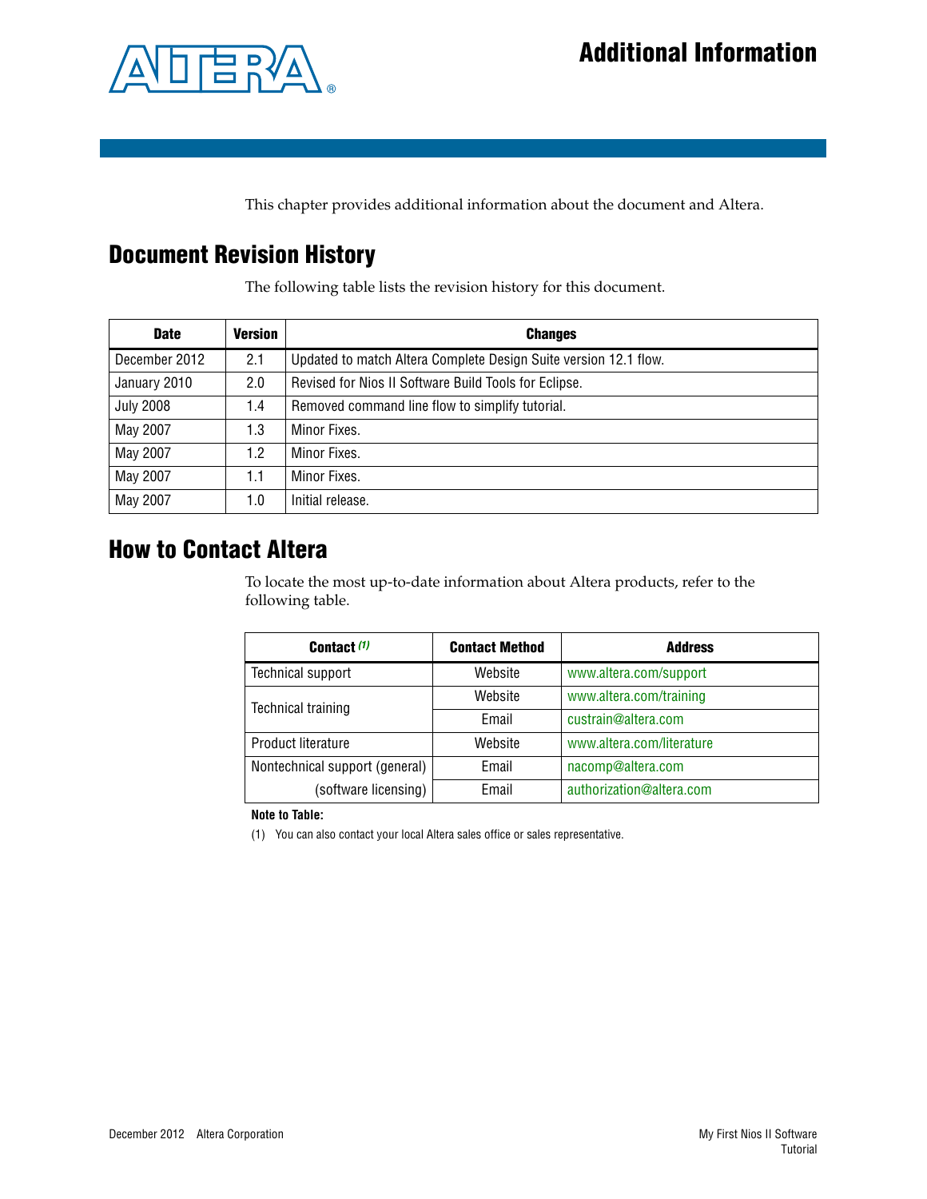# Additional Information

This chapter provides additional information about the document and Altera.

## Document Revision History

The following table lists the revision history for this document.

| Date | Version | Changes |
|---|---|---|
| December 2012 | 2.1 | Updated to match Altera Complete Design Suite version 12.1 flow. |
| January 2010 | 2.0 | Revised for Nios II Software Build Tools for Eclipse. |
| July 2008 | 1.4 | Removed command line flow to simplify tutorial. |
| May 2007 | 1.3 | Minor Fixes. |
| May 2007 | 1.2 | Minor Fixes. |
| May 2007 | 1.1 | Minor Fixes. |
| May 2007 | 1.0 | Initial release. |

## How to Contact Altera

To locate the most up-to-date information about Altera products, refer to the following table.

| Contact (1) | Contact Method | Address |
|---|---|---|
| Technical support | Website | www.altera.com/support |
| Technical training | Website | www.altera.com/training |
| | Email | custrain@altera.com |
| Product literature | Website | www.altera.com/literature |
| Nontechnical support (general) | Email | nacomp@altera.com |
| (software licensing) | Email | authorization@altera.com |

**Note to Table:**

(1) You can also contact your local Altera sales office or sales representative.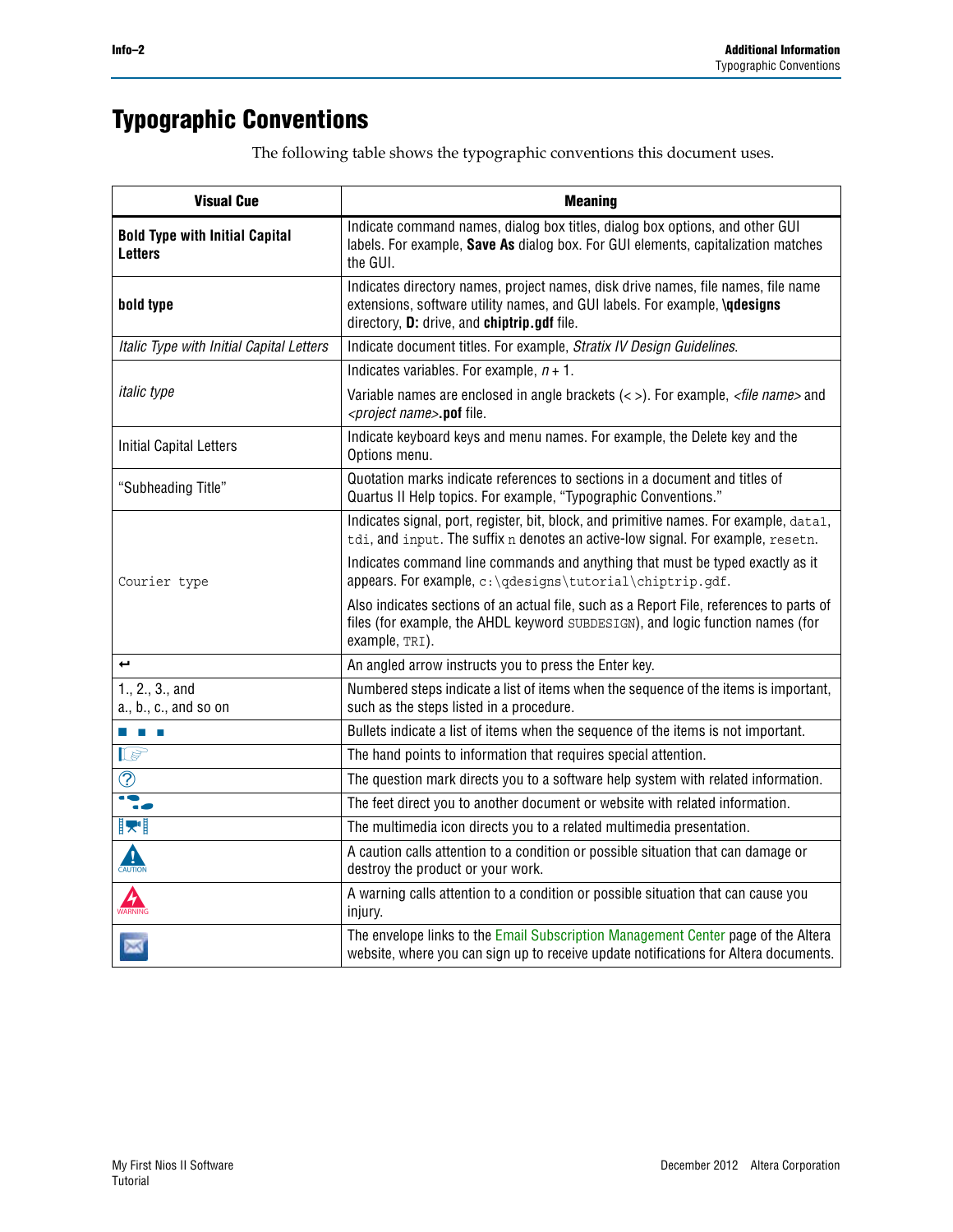# Typographic Conventions

The following table shows the typographic conventions this document uses.

| Visual Cue | Meaning |
|---|---|
| **Bold Type with Initial Capital Letters** | Indicate command names, dialog box titles, dialog box options, and other GUI labels. For example, **Save As** dialog box. For GUI elements, capitalization matches the GUI. |
| **bold type** | Indicates directory names, project names, disk drive names, file names, file name extensions, software utility names, and GUI labels. For example, **\qdesigns** directory, **D:** drive, and **chiptrip.gdf** file. |
| *Italic Type with Initial Capital Letters* | Indicate document titles. For example, *Stratix IV Design Guidelines*. |
| *italic type* | Indicates variables. For example, $n + 1$. Variable names are enclosed in angle brackets (< >). For example, *<file name>* and *<project name>*.**pof** file. |
| Initial Capital Letters | Indicate keyboard keys and menu names. For example, the Delete key and the Options menu. |
| "Subheading Title" | Quotation marks indicate references to sections in a document and titles of Quartus II Help topics. For example, "Typographic Conventions." |
| `Courier type` | Indicates signal, port, register, bit, block, and primitive names. For example, `data1`, `tdi`, and `input`. The suffix `n` denotes an active-low signal. For example, `resetn`. Indicates command line commands and anything that must be typed exactly as it appears. For example, `c:\qdesigns\tutorial\chiptrip.gdf`. Also indicates sections of an actual file, such as a Report File, references to parts of files (for example, the AHDL keyword `SUBDESIGN`), and logic function names (for example, `TRI`). |
| ↵ | An angled arrow instructs you to press the Enter key. |
| 1., 2., 3., and a., b., c., and so on | Numbered steps indicate a list of items when the sequence of the items is important, such as the steps listed in a procedure. |
| ■ ■ ■ | Bullets indicate a list of items when the sequence of the items is not important. |
| | The hand points to information that requires special attention. |
| | The question mark directs you to a software help system with related information. |
| | The feet direct you to another document or website with related information. |
| | The multimedia icon directs you to a related multimedia presentation. |
| CAUTION | A caution calls attention to a condition or possible situation that can damage or destroy the product or your work. |
| WARNING | A warning calls attention to a condition or possible situation that can cause you injury. |
| | The envelope links to the Email Subscription Management Center page of the Altera website, where you can sign up to receive update notifications for Altera documents. |